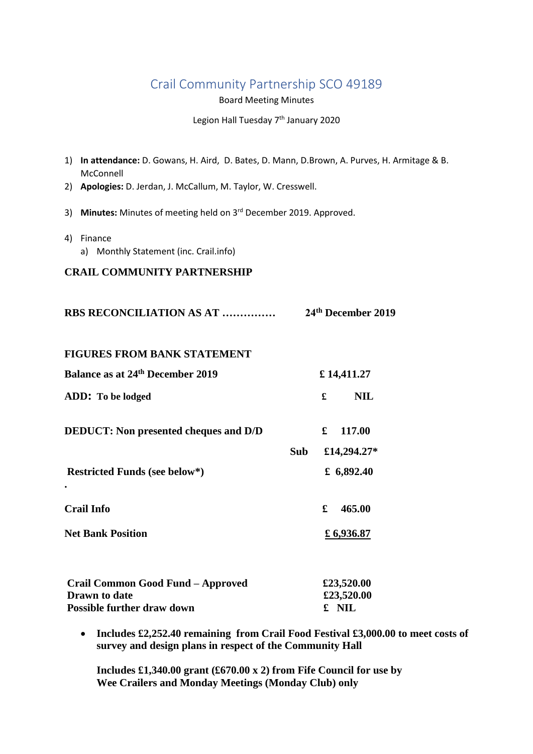# Crail Community Partnership SCO 49189

Board Meeting Minutes

Legion Hall Tuesday 7th January 2020

1) **In attendance:** D. Gowans, H. Aird, D. Bates, D. Mann, D.Brown, A. Purves, H. Armitage & B. McConnell
2) **Apologies:** D. Jerdan, J. McCallum, M. Taylor, W. Cresswell.
3) **Minutes:** Minutes of meeting held on 3rd December 2019. Approved.
4) Finance
   a) Monthly Statement (inc. Crail.info)

**CRAIL COMMUNITY PARTNERSHIP**

**RBS RECONCILIATION AS AT …………… 24th December 2019**

**FIGURES FROM BANK STATEMENT**

| | | |
|---|---|---|
| **Balance as at 24th December 2019** | | **£ 14,411.27** |
| **ADD: To be lodged** | | **£ NIL** |
| **DEDUCT: Non presented cheques and D/D** | | **£ 117.00** |
| | **Sub** | **£14,294.27*** |
| **Restricted Funds (see below*)** | | **£ 6,892.40** |
| **Crail Info** | | **£ 465.00** |
| **Net Bank Position** | | **£ 6,936.87** |

| | |
|---|---|
| **Crail Common Good Fund – Approved** | **£23,520.00** |
| **Drawn to date** | **£23,520.00** |
| **Possible further draw down** | **£ NIL** |

- **Includes £2,252.40 remaining from Crail Food Festival £3,000.00 to meet costs of survey and design plans in respect of the Community Hall**

  **Includes £1,340.00 grant (£670.00 x 2) from Fife Council for use by Wee Crailers and Monday Meetings (Monday Club) only**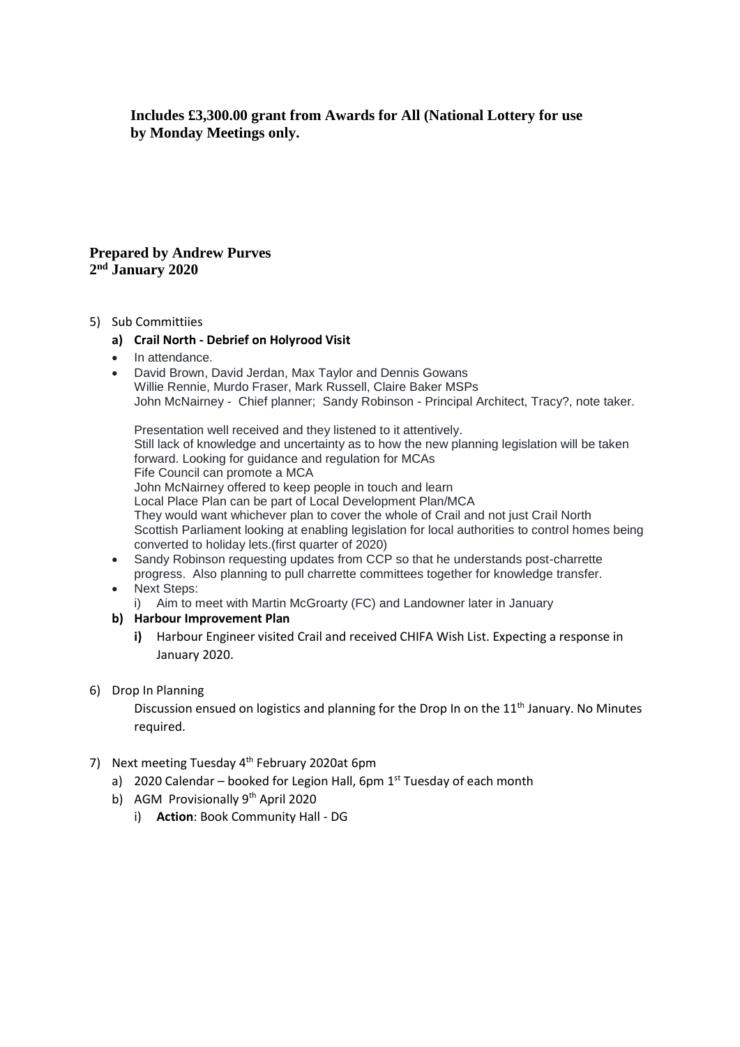**Includes £3,300.00 grant from Awards for All (National Lottery for use by Monday Meetings only.**

**Prepared by Andrew Purves**
**2nd January 2020**

5) Sub Committiies

   **a) Crail North - Debrief on Holyrood Visit**

   - In attendance.
   - David Brown, David Jerdan, Max Taylor and Dennis Gowans
     Willie Rennie, Murdo Fraser, Mark Russell, Claire Baker MSPs
     John McNairney - Chief planner; Sandy Robinson - Principal Architect, Tracy?, note taker.

     Presentation well received and they listened to it attentively.
     Still lack of knowledge and uncertainty as to how the new planning legislation will be taken forward. Looking for guidance and regulation for MCAs
     Fife Council can promote a MCA
     John McNairney offered to keep people in touch and learn
     Local Place Plan can be part of Local Development Plan/MCA
     They would want whichever plan to cover the whole of Crail and not just Crail North
     Scottish Parliament looking at enabling legislation for local authorities to control homes being converted to holiday lets.(first quarter of 2020)
   - Sandy Robinson requesting updates from CCP so that he understands post-charrette progress. Also planning to pull charrette committees together for knowledge transfer.
   - Next Steps:
     i) Aim to meet with Martin McGroarty (FC) and Landowner later in January

   **b) Harbour Improvement Plan**

      **i)** Harbour Engineer visited Crail and received CHIFA Wish List. Expecting a response in January 2020.

6) Drop In Planning

   Discussion ensued on logistics and planning for the Drop In on the 11th January. No Minutes required.

7) Next meeting Tuesday 4th February 2020at 6pm

   a) 2020 Calendar – booked for Legion Hall, 6pm 1st Tuesday of each month
   b) AGM Provisionally 9th April 2020
      i) **Action**: Book Community Hall - DG